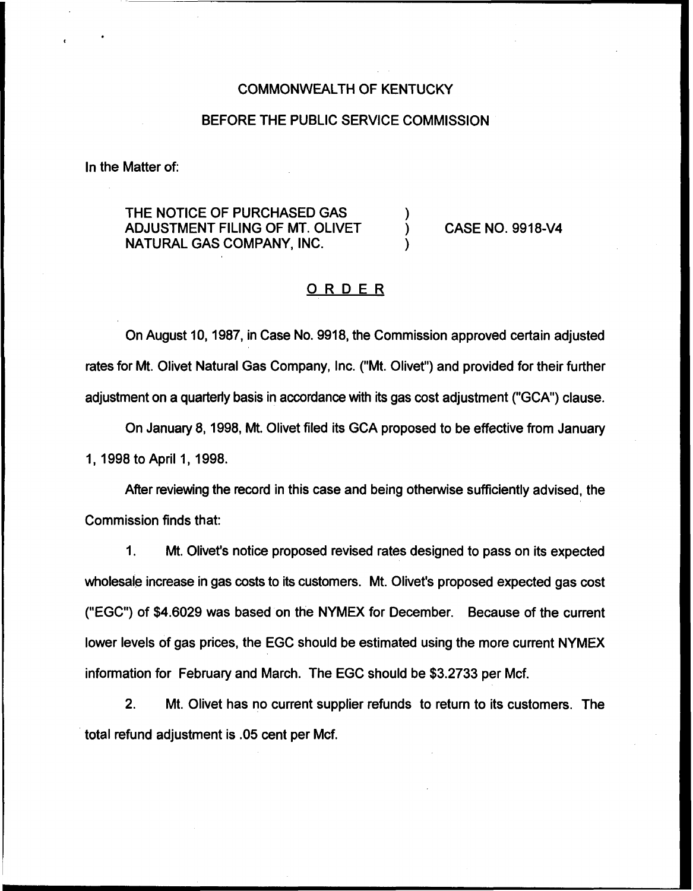COMMONWEALTH OF KENTUCKY

BEFORE THE PUBLIC SERVICE COMMISSION

In the Matter of:

THE NOTICE OF PURCHASED GAS ADJUSTMENT FILING OF MT. OLIVET NATURAL GAS COMPANY, INC. ) CASE NO. 9918-V4

## ORDER

On August 10, 1987, in Case No. 9918, the Commission approved certain adjusted rates for Mt. Olivet Natural Gas Company, Inc. ("Mt. Olivet") and provided for their further adjustment on a quarterly basis in accordance with its gas cost adjustment ("GCA") clause.

On January 8, 1998, Mt. Olivet filed its GCA proposed to be effective from January 1, 1998 to April 1, 1998.

After reviewing the record in this case and being otherwise sufficiently advised, the Commission finds that:

1. Mt. Olivet's notice proposed revised rates designed to pass on its expected wholesale increase in gas costs to its customers. Mt. Olivet's proposed expected gas cost ("EGC") of $4.6029 was based on the NYMEX for December. Because of the current lower levels of gas prices, the EGC should be estimated using the more current NYMEX information for February and March. The EGC should be $3.2733 per Mcf.

2. Mt. Olivet has no current supplier refunds to return to its customers. The total refund adjustment is .05 cent per Mcf.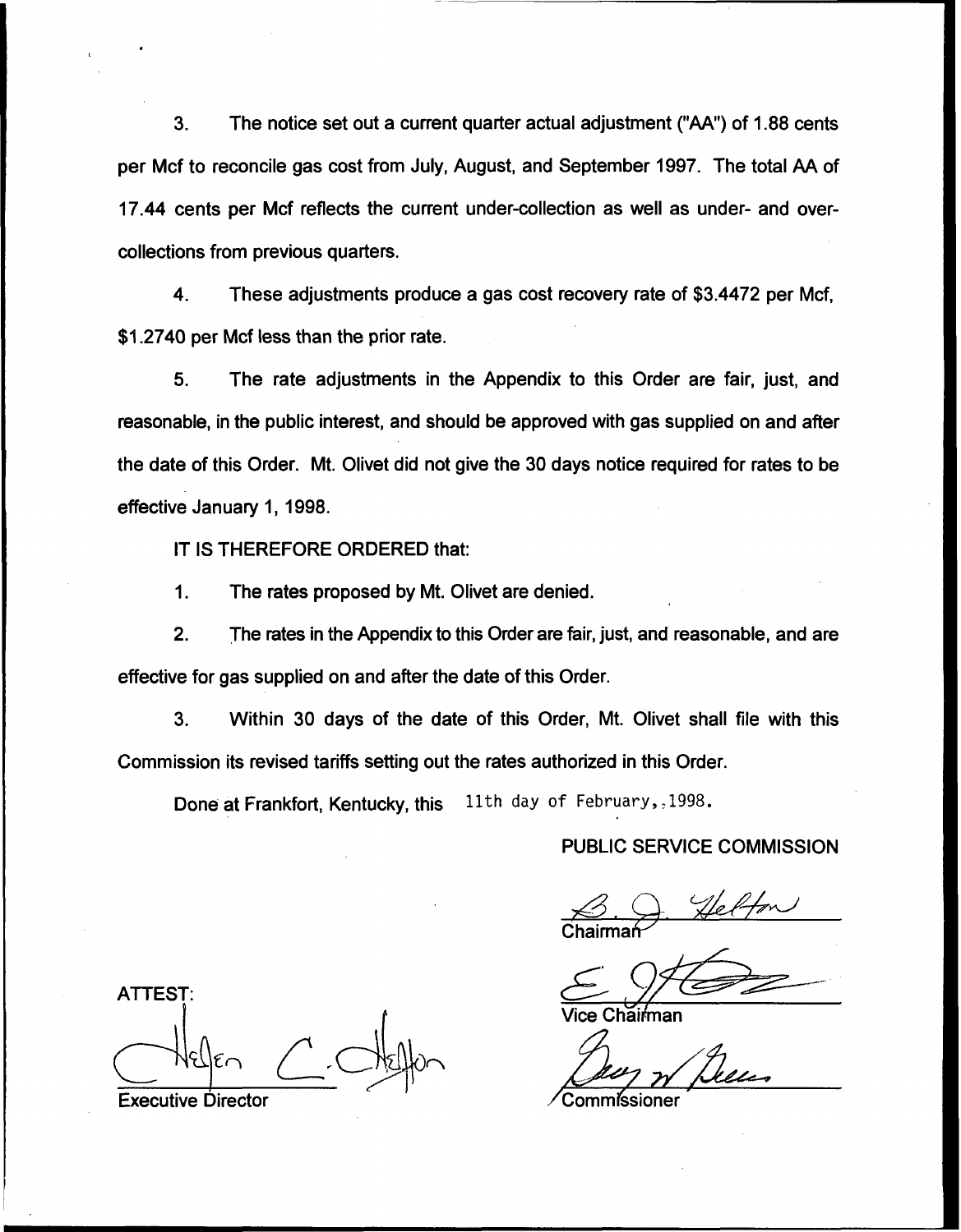3. The notice set out a current quarter actual adjustment ("AA") of 1.88 cents per Mcf to reconcile gas cost from July, August, and September 1997. The total AA of 17.44 cents per Mcf reflects the current under-collection as well as under- and over-collections from previous quarters.

4. These adjustments produce a gas cost recovery rate of $3.4472 per Mcf, $1.2740 per Mcf less than the prior rate.

5. The rate adjustments in the Appendix to this Order are fair, just, and reasonable, in the public interest, and should be approved with gas supplied on and after the date of this Order. Mt. Olivet did not give the 30 days notice required for rates to be effective January 1, 1998.

IT IS THEREFORE ORDERED that:

1. The rates proposed by Mt. Olivet are denied.

2. The rates in the Appendix to this Order are fair, just, and reasonable, and are effective for gas supplied on and after the date of this Order.

3. Within 30 days of the date of this Order, Mt. Olivet shall file with this Commission its revised tariffs setting out the rates authorized in this Order.

Done at Frankfort, Kentucky, this 11th day of February, 1998.

PUBLIC SERVICE COMMISSION

Chairman

Vice Chairman

Commissioner

ATTEST:

Executive Director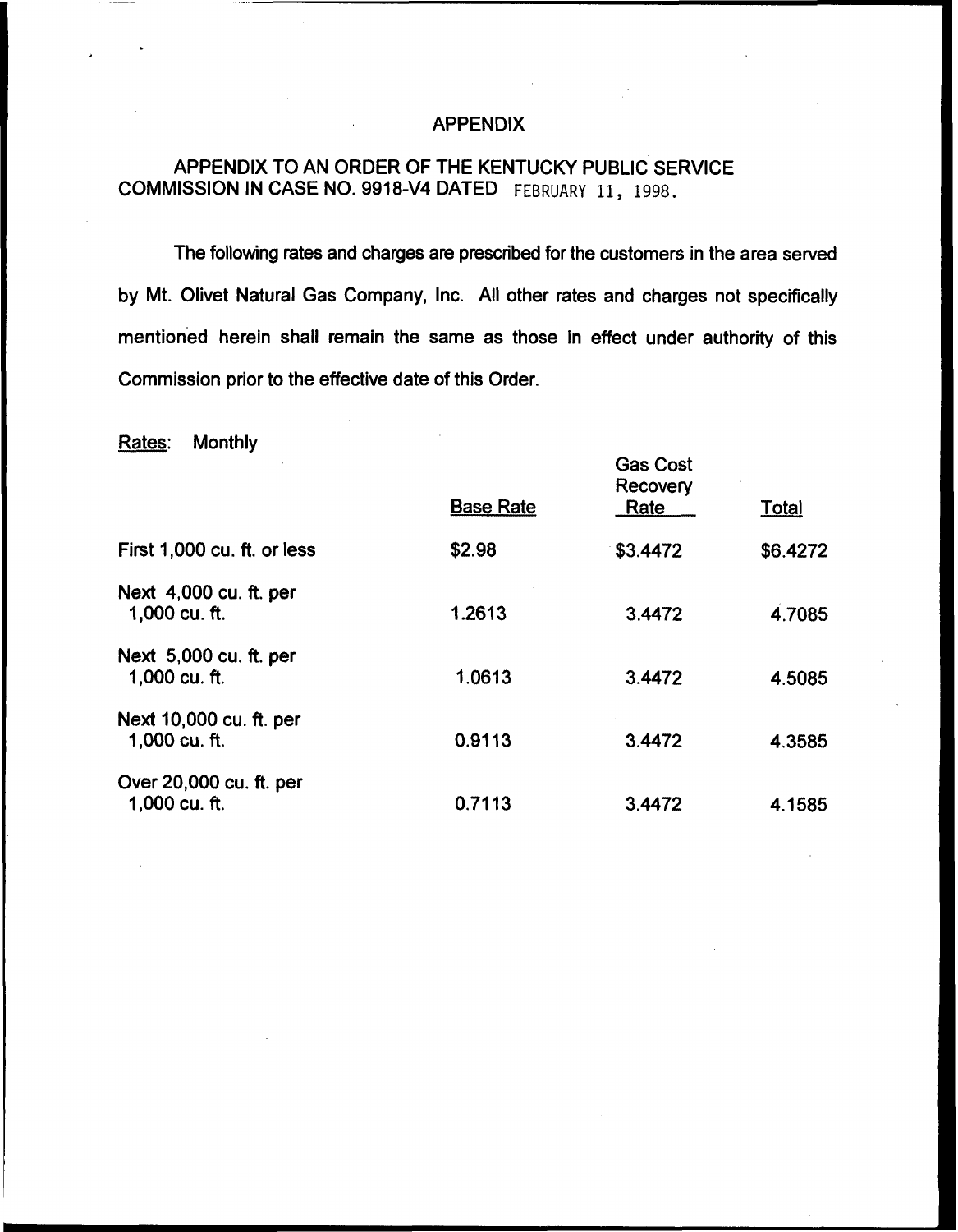# APPENDIX

## APPENDIX TO AN ORDER OF THE KENTUCKY PUBLIC SERVICE COMMISSION IN CASE NO. 9918-V4 DATED FEBRUARY 11, 1998.

The following rates and charges are prescribed for the customers in the area served by Mt. Olivet Natural Gas Company, Inc. All other rates and charges not specifically mentioned herein shall remain the same as those in effect under authority of this Commission prior to the effective date of this Order.

Rates: Monthly

| | Base Rate | Gas Cost Recovery Rate | Total |
|---|---|---|---|
| First 1,000 cu. ft. or less | $2.98 | $3.4472 | $6.4272 |
| Next 4,000 cu. ft. per 1,000 cu. ft. | 1.2613 | 3.4472 | 4.7085 |
| Next 5,000 cu. ft. per 1,000 cu. ft. | 1.0613 | 3.4472 | 4.5085 |
| Next 10,000 cu. ft. per 1,000 cu. ft. | 0.9113 | 3.4472 | 4.3585 |
| Over 20,000 cu. ft. per 1,000 cu. ft. | 0.7113 | 3.4472 | 4.1585 |